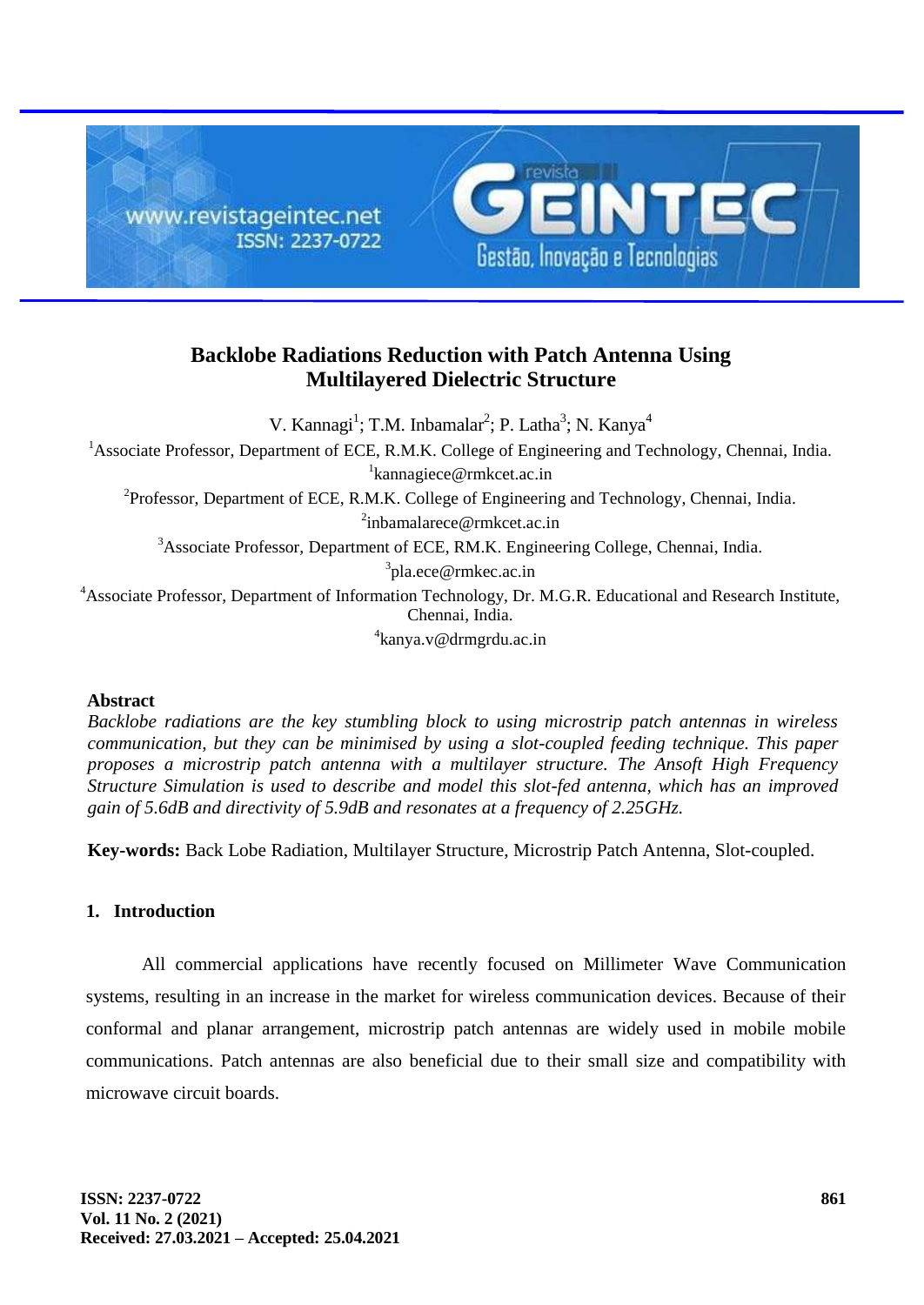# Backlobe Radiations Reduction with Patch Antenna Using Multilayered Dielectric Structure

V. Kannagi[1]; T.M. Inbamalar[2]; P. Latha[3]; N. Kanya[4]

[1]Associate Professor, Department of ECE, R.M.K. College of Engineering and Technology, Chennai, India.
[1]kannagiece@rmkcet.ac.in

[2]Professor, Department of ECE, R.M.K. College of Engineering and Technology, Chennai, India.
[2]inbamalarece@rmkcet.ac.in

[3]Associate Professor, Department of ECE, RM.K. Engineering College, Chennai, India.
[3]pla.ece@rmkec.ac.in

[4]Associate Professor, Department of Information Technology, Dr. M.G.R. Educational and Research Institute, Chennai, India.
[4]kanya.v@drmgrdu.ac.in

## Abstract

*Backlobe radiations are the key stumbling block to using microstrip patch antennas in wireless communication, but they can be minimised by using a slot-coupled feeding technique. This paper proposes a microstrip patch antenna with a multilayer structure. The Ansoft High Frequency Structure Simulation is used to describe and model this slot-fed antenna, which has an improved gain of 5.6dB and directivity of 5.9dB and resonates at a frequency of 2.25GHz.*

**Key-words:** Back Lobe Radiation, Multilayer Structure, Microstrip Patch Antenna, Slot-coupled.

## 1. Introduction

All commercial applications have recently focused on Millimeter Wave Communication systems, resulting in an increase in the market for wireless communication devices. Because of their conformal and planar arrangement, microstrip patch antennas are widely used in mobile mobile communications. Patch antennas are also beneficial due to their small size and compatibility with microwave circuit boards.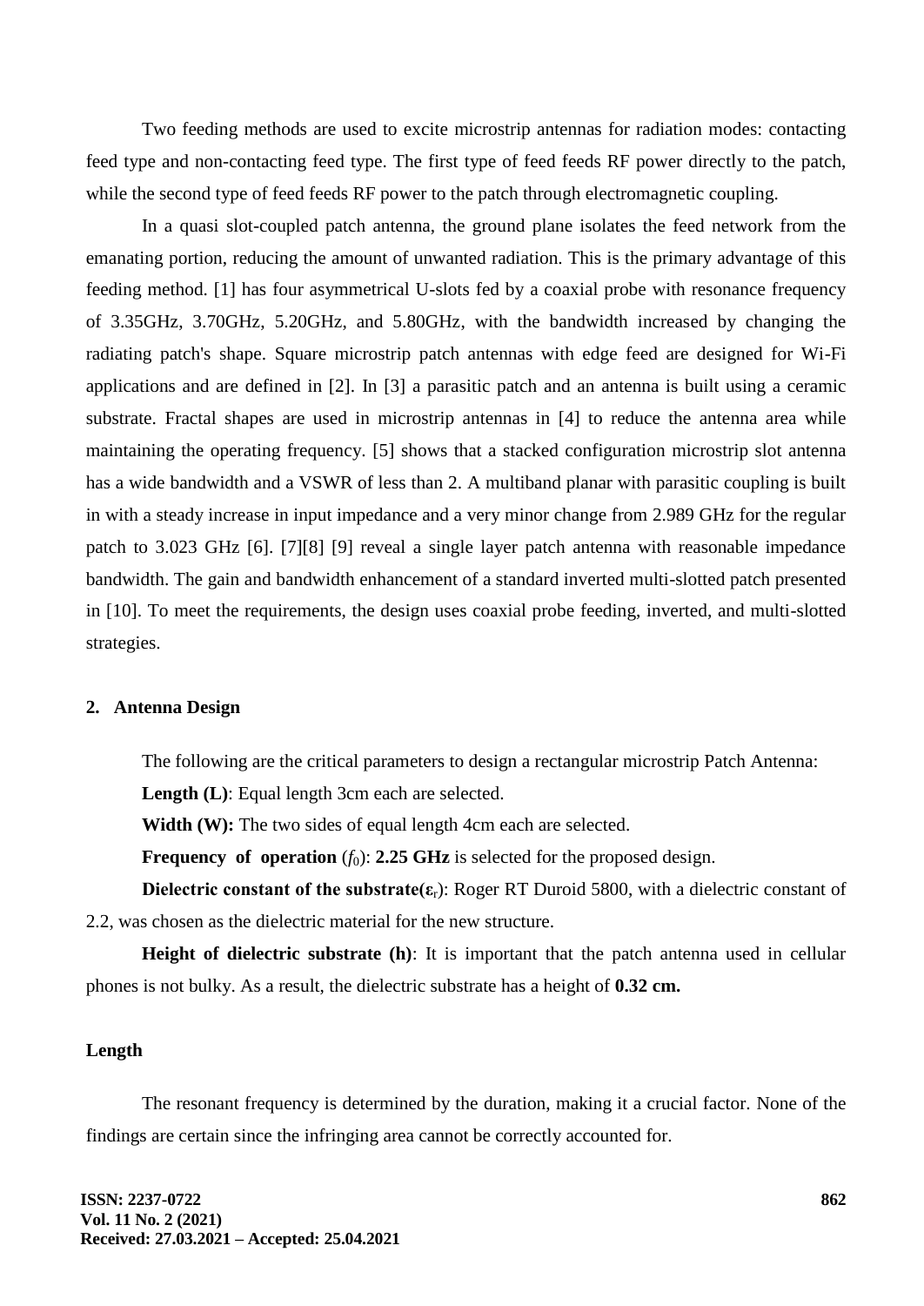Two feeding methods are used to excite microstrip antennas for radiation modes: contacting feed type and non-contacting feed type. The first type of feed feeds RF power directly to the patch, while the second type of feed feeds RF power to the patch through electromagnetic coupling.

In a quasi slot-coupled patch antenna, the ground plane isolates the feed network from the emanating portion, reducing the amount of unwanted radiation. This is the primary advantage of this feeding method. [1] has four asymmetrical U-slots fed by a coaxial probe with resonance frequency of 3.35GHz, 3.70GHz, 5.20GHz, and 5.80GHz, with the bandwidth increased by changing the radiating patch's shape. Square microstrip patch antennas with edge feed are designed for Wi-Fi applications and are defined in [2]. In [3] a parasitic patch and an antenna is built using a ceramic substrate. Fractal shapes are used in microstrip antennas in [4] to reduce the antenna area while maintaining the operating frequency. [5] shows that a stacked configuration microstrip slot antenna has a wide bandwidth and a VSWR of less than 2. A multiband planar with parasitic coupling is built in with a steady increase in input impedance and a very minor change from 2.989 GHz for the regular patch to 3.023 GHz [6]. [7][8] [9] reveal a single layer patch antenna with reasonable impedance bandwidth. The gain and bandwidth enhancement of a standard inverted multi-slotted patch presented in [10]. To meet the requirements, the design uses coaxial probe feeding, inverted, and multi-slotted strategies.

## 2. Antenna Design

The following are the critical parameters to design a rectangular microstrip Patch Antenna:

**Length (L)**: Equal length 3cm each are selected.

**Width (W):** The two sides of equal length 4cm each are selected.

**Frequency of operation** ($f_0$): **2.25 GHz** is selected for the proposed design.

**Dielectric constant of the substrate(**$\varepsilon_r$**)**: Roger RT Duroid 5800, with a dielectric constant of 2.2, was chosen as the dielectric material for the new structure.

**Height of dielectric substrate (h)**: It is important that the patch antenna used in cellular phones is not bulky. As a result, the dielectric substrate has a height of **0.32 cm.**

### Length

The resonant frequency is determined by the duration, making it a crucial factor. None of the findings are certain since the infringing area cannot be correctly accounted for.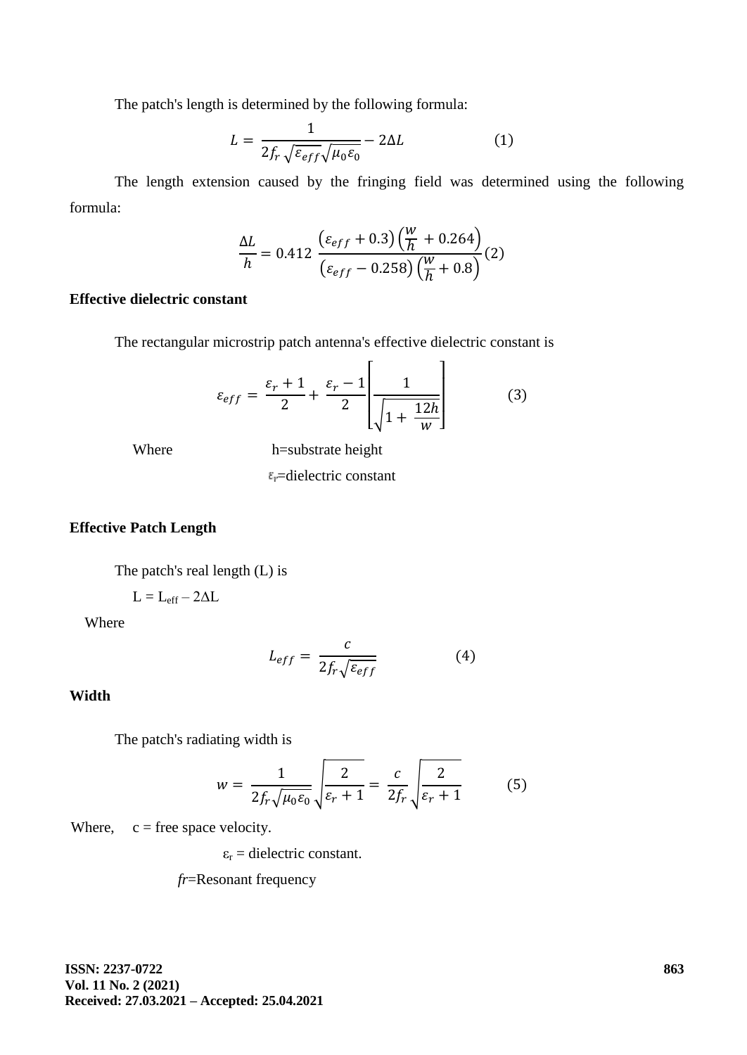The patch's length is determined by the following formula:

$$L = \frac{1}{2f_r\sqrt{\varepsilon_{eff}}\sqrt{\mu_0\varepsilon_0}} - 2\Delta L \qquad (1)$$

The length extension caused by the fringing field was determined using the following formula:

$$\frac{\Delta L}{h} = 0.412\ \frac{\left(\varepsilon_{eff} + 0.3\right)\left(\frac{W}{h} + 0.264\right)}{\left(\varepsilon_{eff} - 0.258\right)\left(\frac{W}{h} + 0.8\right)} (2)$$

**Effective dielectric constant**

The rectangular microstrip patch antenna's effective dielectric constant is

$$\varepsilon_{eff} = \frac{\varepsilon_r + 1}{2} + \frac{\varepsilon_r - 1}{2}\left[\frac{1}{\sqrt{1 + \frac{12h}{w}}}\right] \qquad (3)$$

Where h=substrate height

$\varepsilon_r$=dielectric constant

**Effective Patch Length**

The patch's real length (L) is

$L = L_{eff} - 2\Delta L$

Where

$$L_{eff} = \frac{c}{2f_r\sqrt{\varepsilon_{eff}}} \qquad (4)$$

**Width**

The patch's radiating width is

$$w = \frac{1}{2f_r\sqrt{\mu_0\varepsilon_0}}\sqrt{\frac{2}{\varepsilon_r + 1}} = \frac{c}{2f_r}\sqrt{\frac{2}{\varepsilon_r + 1}} \qquad (5)$$

Where, c = free space velocity.

$\varepsilon_r$ = dielectric constant.

$f_r$=Resonant frequency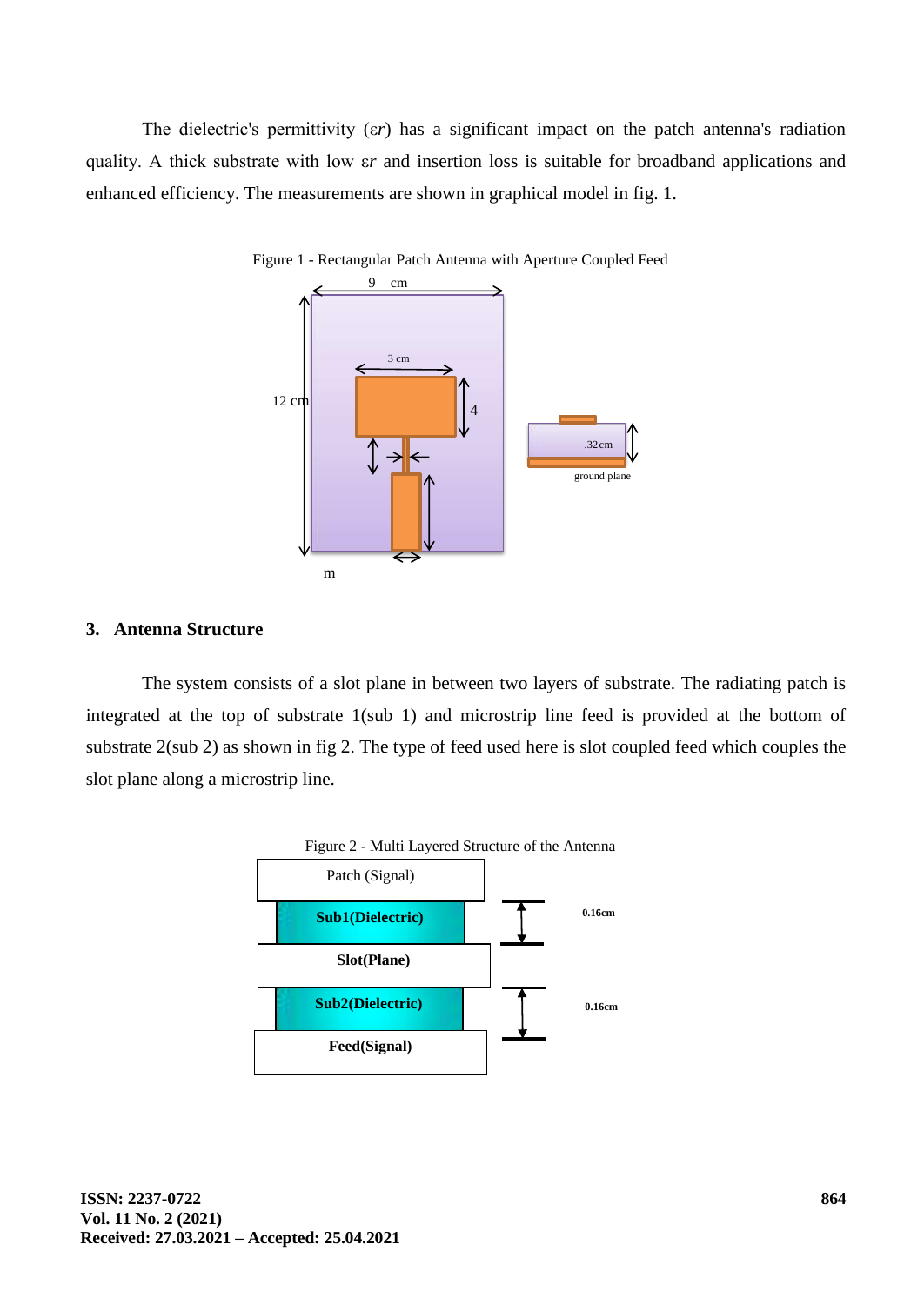The dielectric's permittivity ($\varepsilon r$) has a significant impact on the patch antenna's radiation quality. A thick substrate with low $\varepsilon r$ and insertion loss is suitable for broadband applications and enhanced efficiency. The measurements are shown in graphical model in fig. 1.

Figure 1 - Rectangular Patch Antenna with Aperture Coupled Feed

### 3. Antenna Structure

The system consists of a slot plane in between two layers of substrate. The radiating patch is integrated at the top of substrate 1(sub 1) and microstrip line feed is provided at the bottom of substrate 2(sub 2) as shown in fig 2. The type of feed used here is slot coupled feed which couples the slot plane along a microstrip line.

Figure 2 - Multi Layered Structure of the Antenna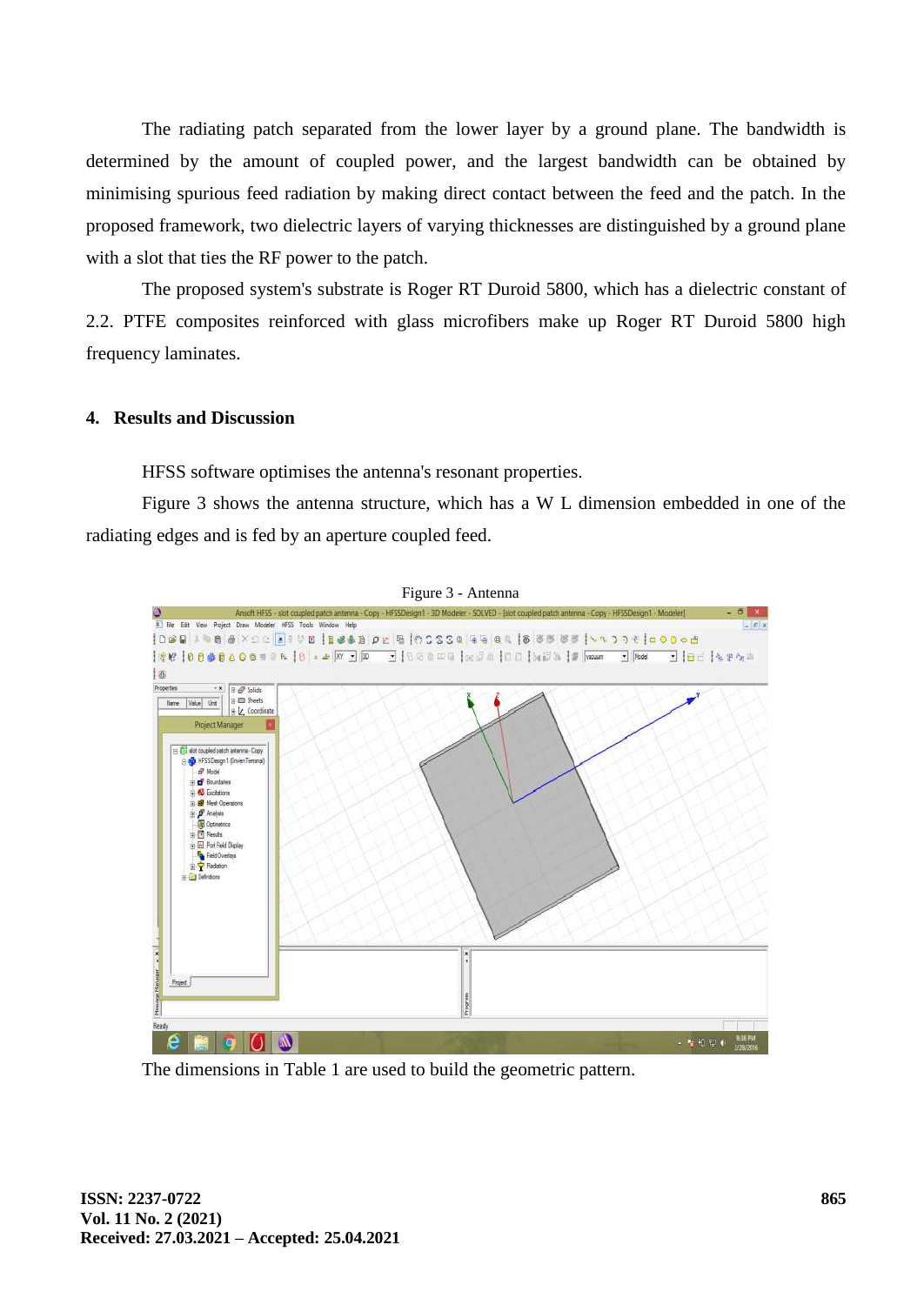The radiating patch separated from the lower layer by a ground plane. The bandwidth is determined by the amount of coupled power, and the largest bandwidth can be obtained by minimising spurious feed radiation by making direct contact between the feed and the patch. In the proposed framework, two dielectric layers of varying thicknesses are distinguished by a ground plane with a slot that ties the RF power to the patch.

The proposed system's substrate is Roger RT Duroid 5800, which has a dielectric constant of 2.2. PTFE composites reinforced with glass microfibers make up Roger RT Duroid 5800 high frequency laminates.

## 4. Results and Discussion

HFSS software optimises the antenna's resonant properties.

Figure 3 shows the antenna structure, which has a W L dimension embedded in one of the radiating edges and is fed by an aperture coupled feed.

Figure 3 - Antenna

The dimensions in Table 1 are used to build the geometric pattern.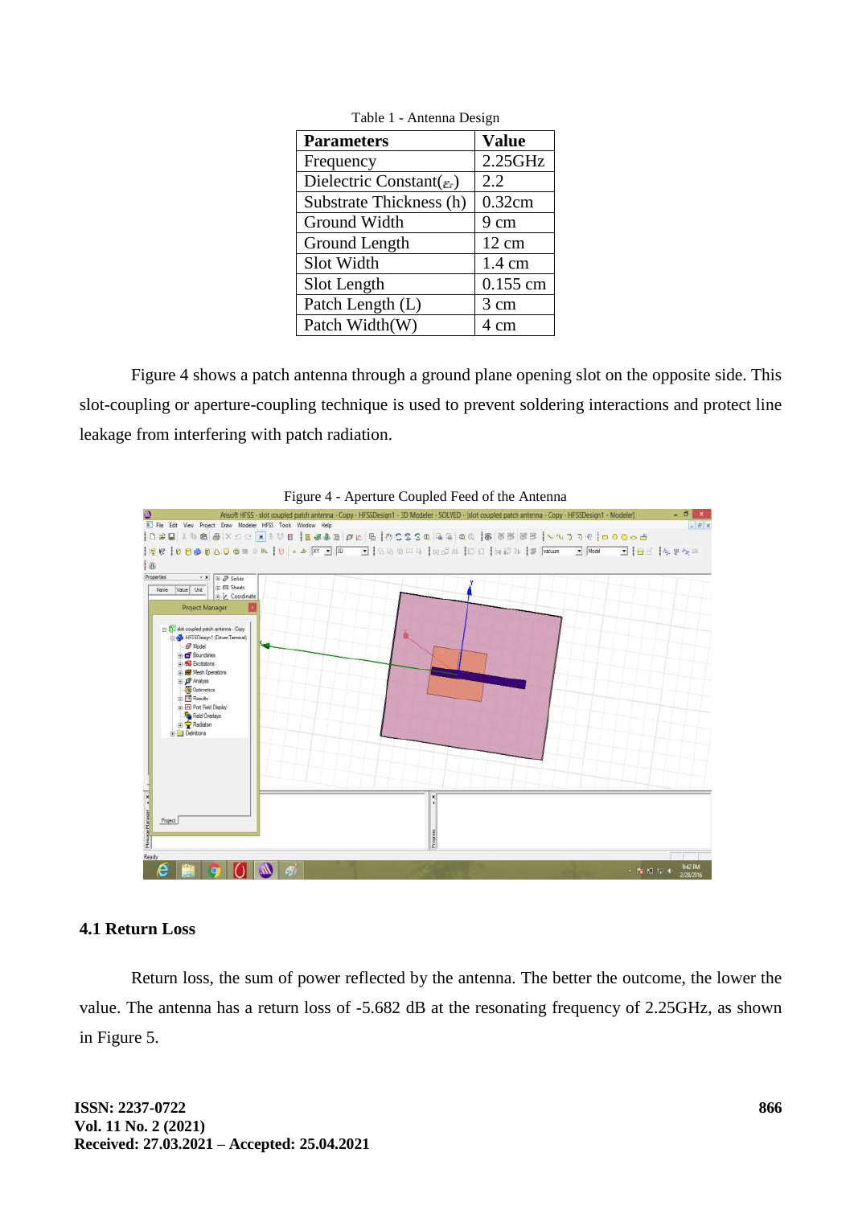Table 1 - Antenna Design

| Parameters | Value |
|---|---|
| Frequency | 2.25GHz |
| Dielectric Constant($\varepsilon_r$) | 2.2 |
| Substrate Thickness (h) | 0.32cm |
| Ground Width | 9 cm |
| Ground Length | 12 cm |
| Slot Width | 1.4 cm |
| Slot Length | 0.155 cm |
| Patch Length (L) | 3 cm |
| Patch Width(W) | 4 cm |

Figure 4 shows a patch antenna through a ground plane opening slot on the opposite side. This slot-coupling or aperture-coupling technique is used to prevent soldering interactions and protect line leakage from interfering with patch radiation.

Figure 4 - Aperture Coupled Feed of the Antenna

### 4.1 Return Loss

Return loss, the sum of power reflected by the antenna. The better the outcome, the lower the value. The antenna has a return loss of -5.682 dB at the resonating frequency of 2.25GHz, as shown in Figure 5.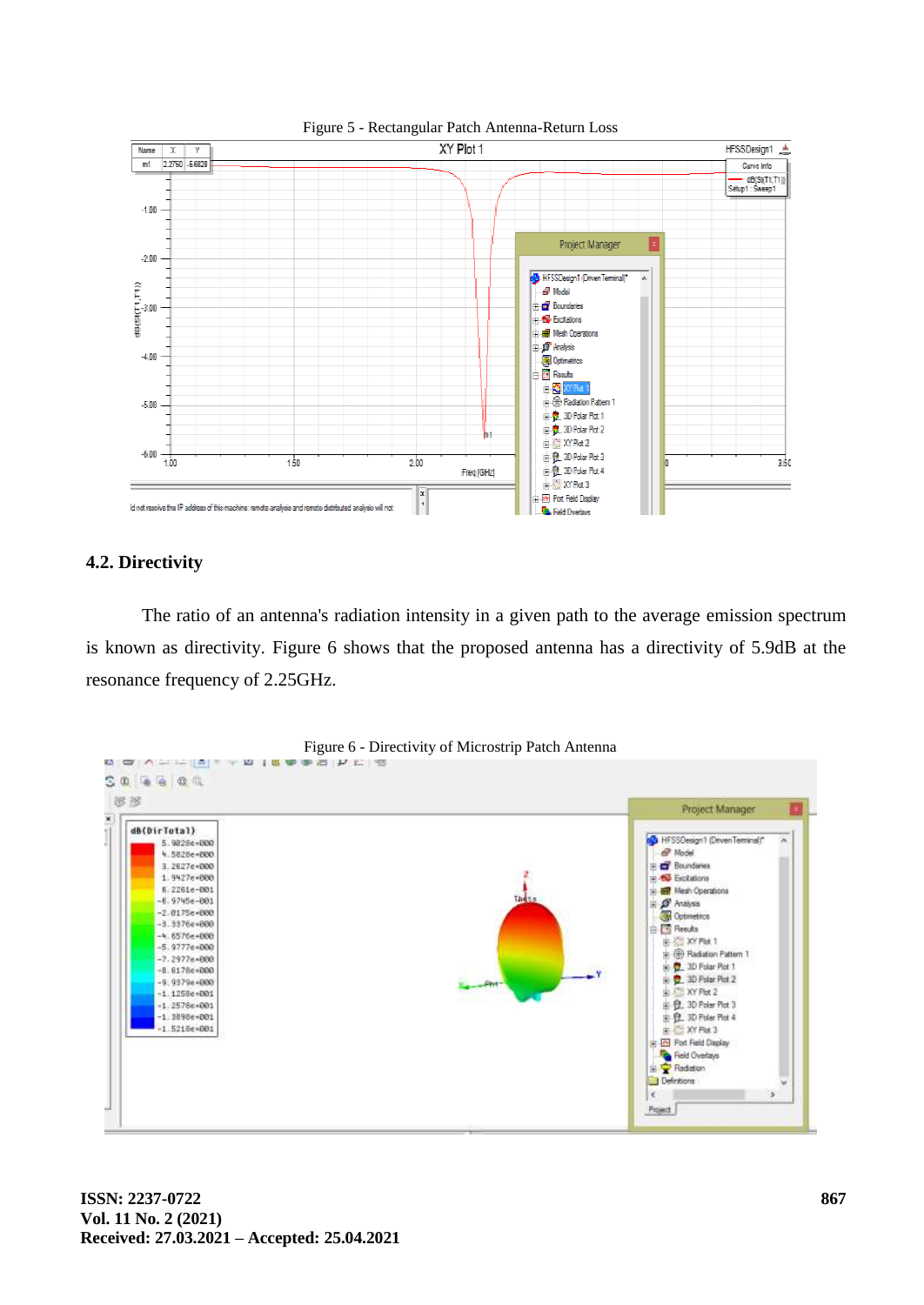Figure 5 - Rectangular Patch Antenna-Return Loss

## 4.2. Directivity

The ratio of an antenna's radiation intensity in a given path to the average emission spectrum is known as directivity. Figure 6 shows that the proposed antenna has a directivity of 5.9dB at the resonance frequency of 2.25GHz.

Figure 6 - Directivity of Microstrip Patch Antenna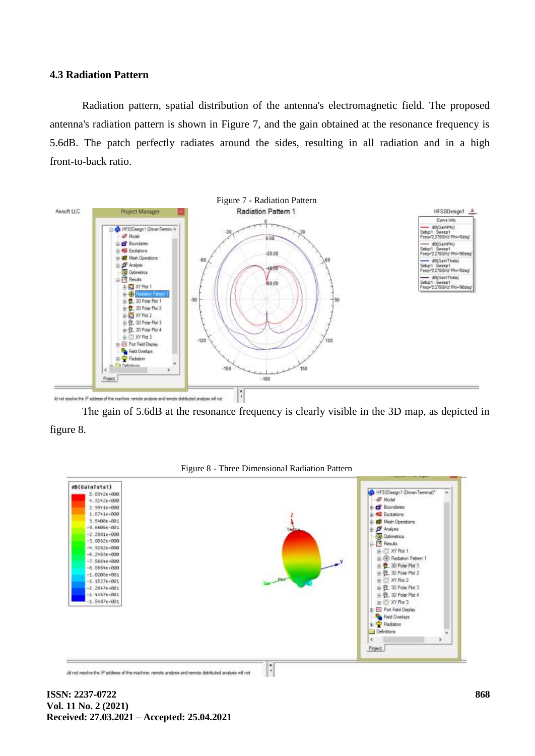### 4.3 Radiation Pattern

Radiation pattern, spatial distribution of the antenna's electromagnetic field. The proposed antenna's radiation pattern is shown in Figure 7, and the gain obtained at the resonance frequency is 5.6dB. The patch perfectly radiates around the sides, resulting in all radiation and in a high front-to-back ratio.

Figure 7 - Radiation Pattern

The gain of 5.6dB at the resonance frequency is clearly visible in the 3D map, as depicted in figure 8.

Figure 8 - Three Dimensional Radiation Pattern

**ISSN: 2237-0722**
**Vol. 11 No. 2 (2021)**
**Received: 27.03.2021 – Accepted: 25.04.2021**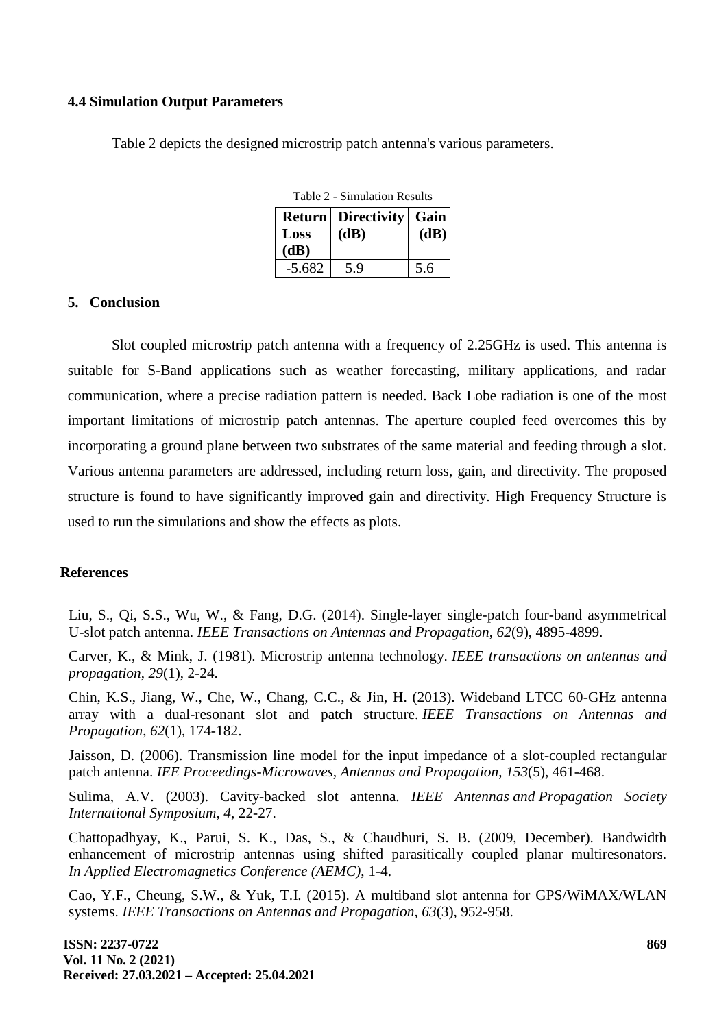### 4.4 Simulation Output Parameters

Table 2 depicts the designed microstrip patch antenna's various parameters.

Table 2 - Simulation Results

| Return Loss (dB) | Directivity (dB) | Gain (dB) |
|---|---|---|
| -5.682 | 5.9 | 5.6 |

## 5. Conclusion

Slot coupled microstrip patch antenna with a frequency of 2.25GHz is used. This antenna is suitable for S-Band applications such as weather forecasting, military applications, and radar communication, where a precise radiation pattern is needed. Back Lobe radiation is one of the most important limitations of microstrip patch antennas. The aperture coupled feed overcomes this by incorporating a ground plane between two substrates of the same material and feeding through a slot. Various antenna parameters are addressed, including return loss, gain, and directivity. The proposed structure is found to have significantly improved gain and directivity. High Frequency Structure is used to run the simulations and show the effects as plots.

## References

Liu, S., Qi, S.S., Wu, W., & Fang, D.G. (2014). Single-layer single-patch four-band asymmetrical U-slot patch antenna. *IEEE Transactions on Antennas and Propagation*, *62*(9), 4895-4899.

Carver, K., & Mink, J. (1981). Microstrip antenna technology. *IEEE transactions on antennas and propagation*, *29*(1), 2-24.

Chin, K.S., Jiang, W., Che, W., Chang, C.C., & Jin, H. (2013). Wideband LTCC 60-GHz antenna array with a dual-resonant slot and patch structure. *IEEE Transactions on Antennas and Propagation*, *62*(1), 174-182.

Jaisson, D. (2006). Transmission line model for the input impedance of a slot-coupled rectangular patch antenna. *IEE Proceedings-Microwaves, Antennas and Propagation*, *153*(5), 461-468.

Sulima, A.V. (2003). Cavity-backed slot antenna. *IEEE Antennas and Propagation Society International Symposium*, *4*, 22-27.

Chattopadhyay, K., Parui, S. K., Das, S., & Chaudhuri, S. B. (2009, December). Bandwidth enhancement of microstrip antennas using shifted parasitically coupled planar multiresonators. *In Applied Electromagnetics Conference (AEMC)*, 1-4.

Cao, Y.F., Cheung, S.W., & Yuk, T.I. (2015). A multiband slot antenna for GPS/WiMAX/WLAN systems. *IEEE Transactions on Antennas and Propagation*, *63*(3), 952-958.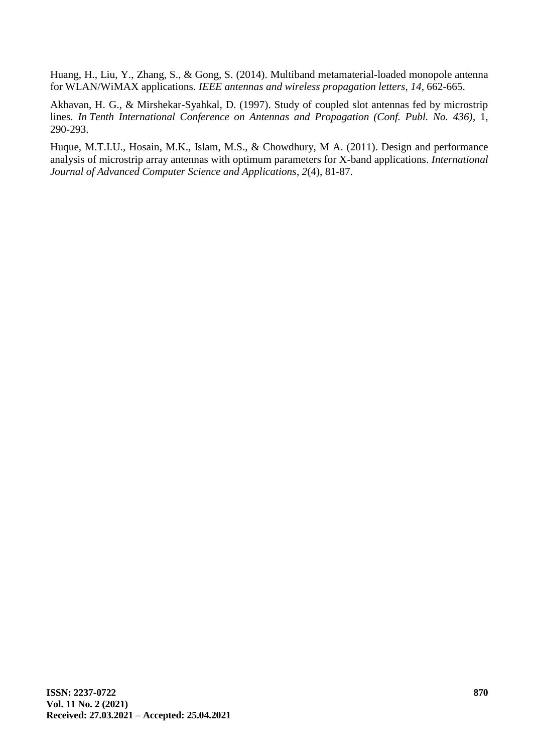Huang, H., Liu, Y., Zhang, S., & Gong, S. (2014). Multiband metamaterial-loaded monopole antenna for WLAN/WiMAX applications. *IEEE antennas and wireless propagation letters*, *14*, 662-665.

Akhavan, H. G., & Mirshekar-Syahkal, D. (1997). Study of coupled slot antennas fed by microstrip lines. *In Tenth International Conference on Antennas and Propagation (Conf. Publ. No. 436)*, 1, 290-293.

Huque, M.T.I.U., Hosain, M.K., Islam, M.S., & Chowdhury, M A. (2011). Design and performance analysis of microstrip array antennas with optimum parameters for X-band applications. *International Journal of Advanced Computer Science and Applications*, *2*(4), 81-87.